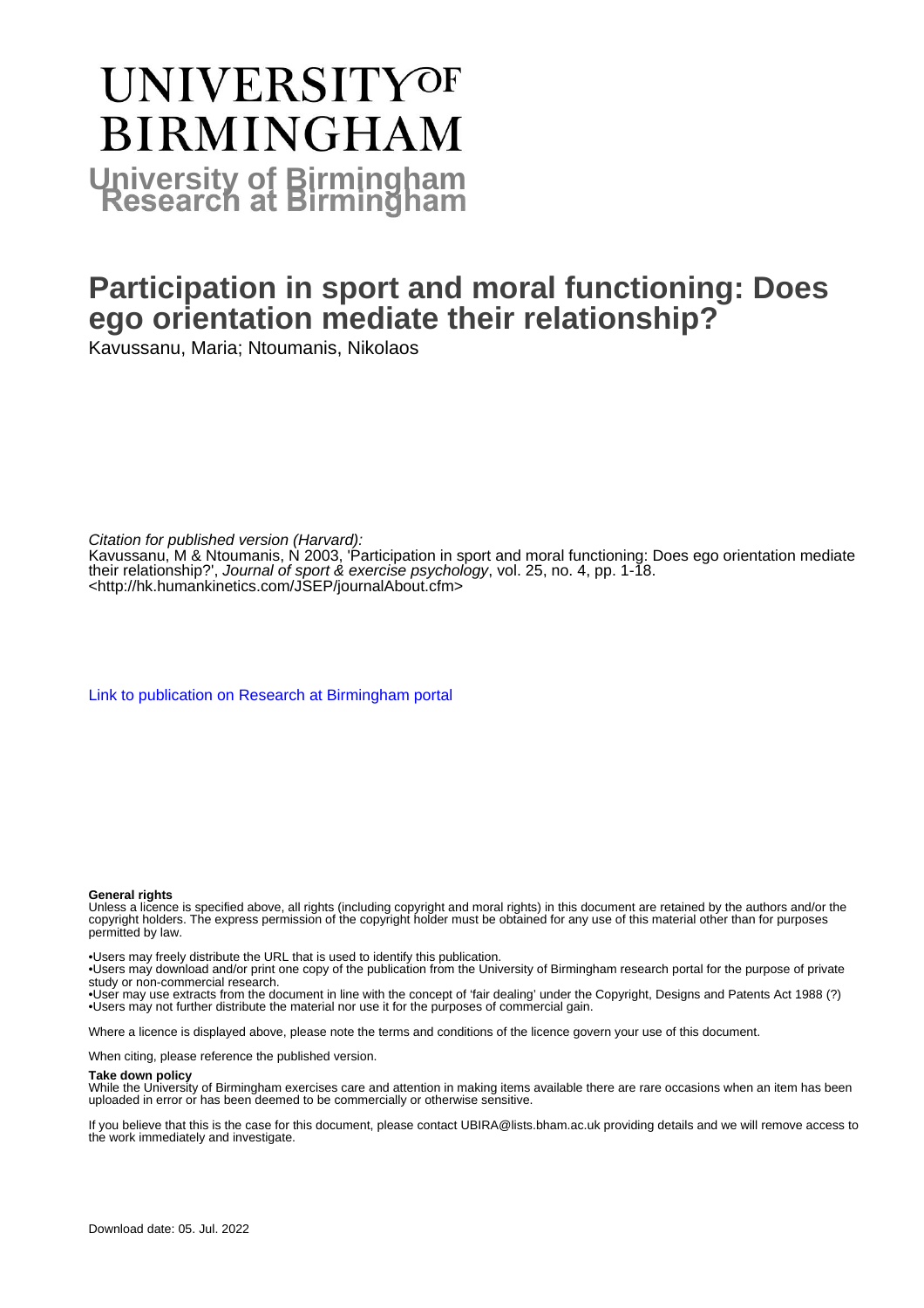# UNIVERSITY OF BIRMINGHAM

**University of Birmingham Research at Birmingham**

# Participation in sport and moral functioning: Does ego orientation mediate their relationship?

Kavussanu, Maria; Ntoumanis, Nikolaos

*Citation for published version (Harvard):*

Kavussanu, M & Ntoumanis, N 2003, 'Participation in sport and moral functioning: Does ego orientation mediate their relationship?', *Journal of sport & exercise psychology*, vol. 25, no. 4, pp. 1-18. <http://hk.humankinetics.com/JSEP/journalAbout.cfm>

Link to publication on Research at Birmingham portal

**General rights**

Unless a licence is specified above, all rights (including copyright and moral rights) in this document are retained by the authors and/or the copyright holders. The express permission of the copyright holder must be obtained for any use of this material other than for purposes permitted by law.

- Users may freely distribute the URL that is used to identify this publication.
- Users may download and/or print one copy of the publication from the University of Birmingham research portal for the purpose of private study or non-commercial research.
- User may use extracts from the document in line with the concept of 'fair dealing' under the Copyright, Designs and Patents Act 1988 (?)
- Users may not further distribute the material nor use it for the purposes of commercial gain.

Where a licence is displayed above, please note the terms and conditions of the licence govern your use of this document.

When citing, please reference the published version.

**Take down policy**

While the University of Birmingham exercises care and attention in making items available there are rare occasions when an item has been uploaded in error or has been deemed to be commercially or otherwise sensitive.

If you believe that this is the case for this document, please contact UBIRA@lists.bham.ac.uk providing details and we will remove access to the work immediately and investigate.

Download date: 05. Jul. 2022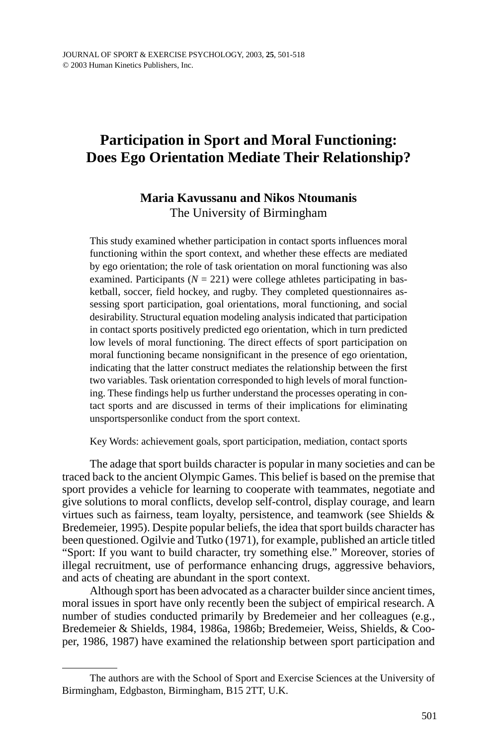# Participation in Sport and Moral Functioning: Does Ego Orientation Mediate Their Relationship?

**Maria Kavussanu and Nikos Ntoumanis**
The University of Birmingham

This study examined whether participation in contact sports influences moral functioning within the sport context, and whether these effects are mediated by ego orientation; the role of task orientation on moral functioning was also examined. Participants ($N$ = 221) were college athletes participating in basketball, soccer, field hockey, and rugby. They completed questionnaires assessing sport participation, goal orientations, moral functioning, and social desirability. Structural equation modeling analysis indicated that participation in contact sports positively predicted ego orientation, which in turn predicted low levels of moral functioning. The direct effects of sport participation on moral functioning became nonsignificant in the presence of ego orientation, indicating that the latter construct mediates the relationship between the first two variables. Task orientation corresponded to high levels of moral functioning. These findings help us further understand the processes operating in contact sports and are discussed in terms of their implications for eliminating unsportspersonlike conduct from the sport context.

Key Words: achievement goals, sport participation, mediation, contact sports

The adage that sport builds character is popular in many societies and can be traced back to the ancient Olympic Games. This belief is based on the premise that sport provides a vehicle for learning to cooperate with teammates, negotiate and give solutions to moral conflicts, develop self-control, display courage, and learn virtues such as fairness, team loyalty, persistence, and teamwork (see Shields & Bredemeier, 1995). Despite popular beliefs, the idea that sport builds character has been questioned. Ogilvie and Tutko (1971), for example, published an article titled "Sport: If you want to build character, try something else." Moreover, stories of illegal recruitment, use of performance enhancing drugs, aggressive behaviors, and acts of cheating are abundant in the sport context.

Although sport has been advocated as a character builder since ancient times, moral issues in sport have only recently been the subject of empirical research. A number of studies conducted primarily by Bredemeier and her colleagues (e.g., Bredemeier & Shields, 1984, 1986a, 1986b; Bredemeier, Weiss, Shields, & Cooper, 1986, 1987) have examined the relationship between sport participation and

---

The authors are with the School of Sport and Exercise Sciences at the University of Birmingham, Edgbaston, Birmingham, B15 2TT, U.K.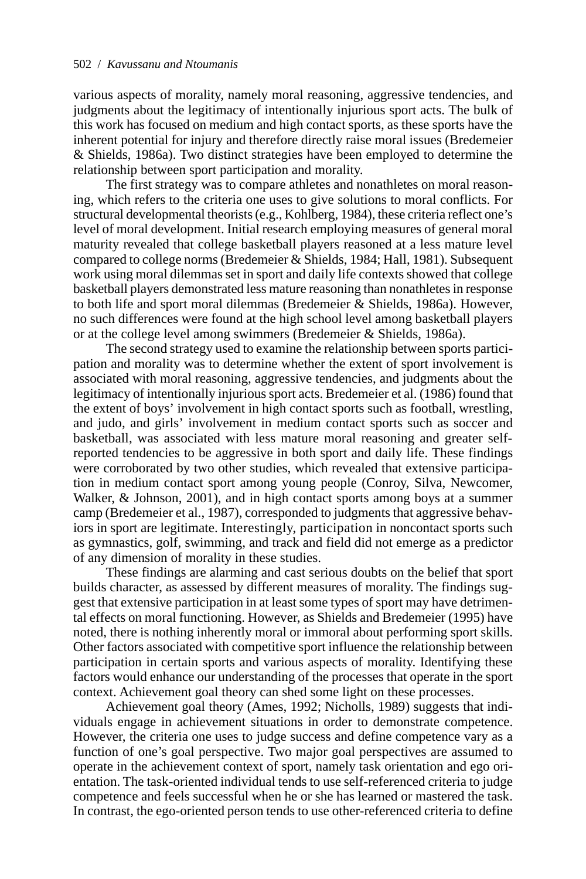various aspects of morality, namely moral reasoning, aggressive tendencies, and judgments about the legitimacy of intentionally injurious sport acts. The bulk of this work has focused on medium and high contact sports, as these sports have the inherent potential for injury and therefore directly raise moral issues (Bredemeier & Shields, 1986a). Two distinct strategies have been employed to determine the relationship between sport participation and morality.

The first strategy was to compare athletes and nonathletes on moral reasoning, which refers to the criteria one uses to give solutions to moral conflicts. For structural developmental theorists (e.g., Kohlberg, 1984), these criteria reflect one's level of moral development. Initial research employing measures of general moral maturity revealed that college basketball players reasoned at a less mature level compared to college norms (Bredemeier & Shields, 1984; Hall, 1981). Subsequent work using moral dilemmas set in sport and daily life contexts showed that college basketball players demonstrated less mature reasoning than nonathletes in response to both life and sport moral dilemmas (Bredemeier & Shields, 1986a). However, no such differences were found at the high school level among basketball players or at the college level among swimmers (Bredemeier & Shields, 1986a).

The second strategy used to examine the relationship between sports participation and morality was to determine whether the extent of sport involvement is associated with moral reasoning, aggressive tendencies, and judgments about the legitimacy of intentionally injurious sport acts. Bredemeier et al. (1986) found that the extent of boys' involvement in high contact sports such as football, wrestling, and judo, and girls' involvement in medium contact sports such as soccer and basketball, was associated with less mature moral reasoning and greater self-reported tendencies to be aggressive in both sport and daily life. These findings were corroborated by two other studies, which revealed that extensive participation in medium contact sport among young people (Conroy, Silva, Newcomer, Walker, & Johnson, 2001), and in high contact sports among boys at a summer camp (Bredemeier et al., 1987), corresponded to judgments that aggressive behaviors in sport are legitimate. Interestingly, participation in noncontact sports such as gymnastics, golf, swimming, and track and field did not emerge as a predictor of any dimension of morality in these studies.

These findings are alarming and cast serious doubts on the belief that sport builds character, as assessed by different measures of morality. The findings suggest that extensive participation in at least some types of sport may have detrimental effects on moral functioning. However, as Shields and Bredemeier (1995) have noted, there is nothing inherently moral or immoral about performing sport skills. Other factors associated with competitive sport influence the relationship between participation in certain sports and various aspects of morality. Identifying these factors would enhance our understanding of the processes that operate in the sport context. Achievement goal theory can shed some light on these processes.

Achievement goal theory (Ames, 1992; Nicholls, 1989) suggests that individuals engage in achievement situations in order to demonstrate competence. However, the criteria one uses to judge success and define competence vary as a function of one's goal perspective. Two major goal perspectives are assumed to operate in the achievement context of sport, namely task orientation and ego orientation. The task-oriented individual tends to use self-referenced criteria to judge competence and feels successful when he or she has learned or mastered the task. In contrast, the ego-oriented person tends to use other-referenced criteria to define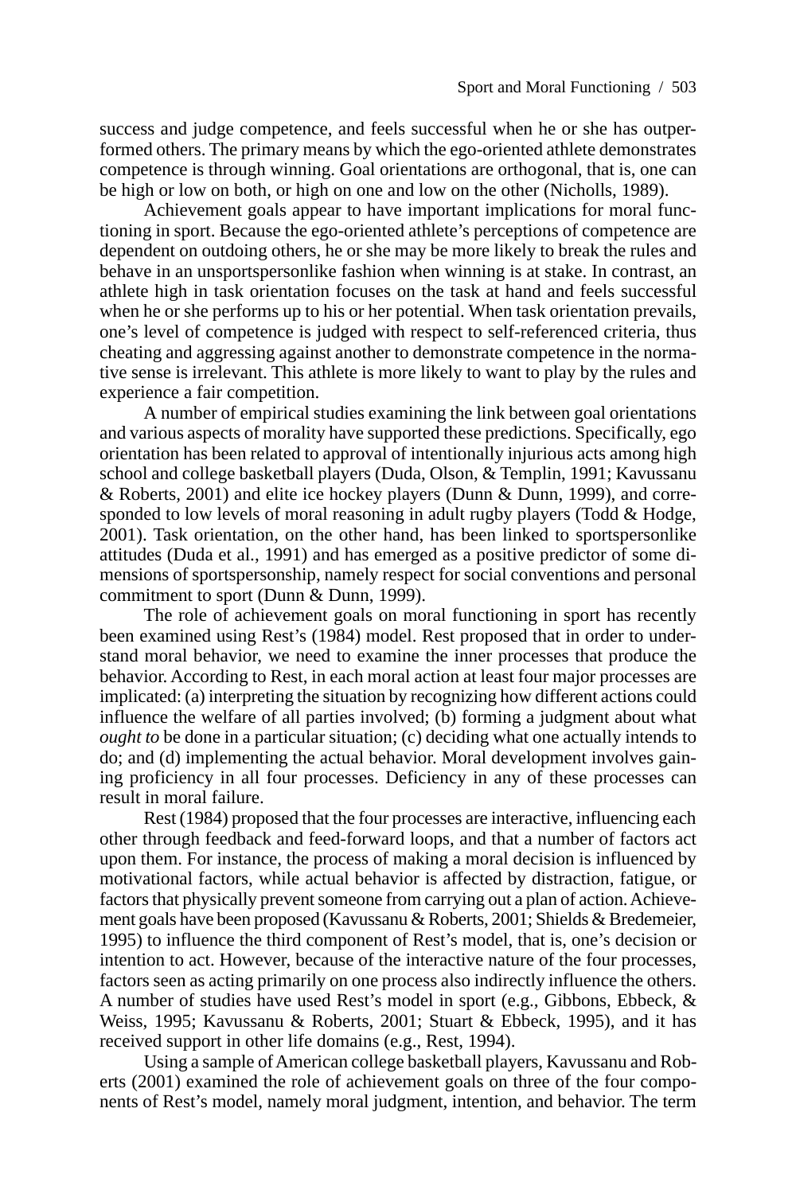success and judge competence, and feels successful when he or she has outperformed others. The primary means by which the ego-oriented athlete demonstrates competence is through winning. Goal orientations are orthogonal, that is, one can be high or low on both, or high on one and low on the other (Nicholls, 1989).

Achievement goals appear to have important implications for moral functioning in sport. Because the ego-oriented athlete's perceptions of competence are dependent on outdoing others, he or she may be more likely to break the rules and behave in an unsportspersonlike fashion when winning is at stake. In contrast, an athlete high in task orientation focuses on the task at hand and feels successful when he or she performs up to his or her potential. When task orientation prevails, one's level of competence is judged with respect to self-referenced criteria, thus cheating and aggressing against another to demonstrate competence in the normative sense is irrelevant. This athlete is more likely to want to play by the rules and experience a fair competition.

A number of empirical studies examining the link between goal orientations and various aspects of morality have supported these predictions. Specifically, ego orientation has been related to approval of intentionally injurious acts among high school and college basketball players (Duda, Olson, & Templin, 1991; Kavussanu & Roberts, 2001) and elite ice hockey players (Dunn & Dunn, 1999), and corresponded to low levels of moral reasoning in adult rugby players (Todd & Hodge, 2001). Task orientation, on the other hand, has been linked to sportspersonlike attitudes (Duda et al., 1991) and has emerged as a positive predictor of some dimensions of sportspersonship, namely respect for social conventions and personal commitment to sport (Dunn & Dunn, 1999).

The role of achievement goals on moral functioning in sport has recently been examined using Rest's (1984) model. Rest proposed that in order to understand moral behavior, we need to examine the inner processes that produce the behavior. According to Rest, in each moral action at least four major processes are implicated: (a) interpreting the situation by recognizing how different actions could influence the welfare of all parties involved; (b) forming a judgment about what *ought to* be done in a particular situation; (c) deciding what one actually intends to do; and (d) implementing the actual behavior. Moral development involves gaining proficiency in all four processes. Deficiency in any of these processes can result in moral failure.

Rest (1984) proposed that the four processes are interactive, influencing each other through feedback and feed-forward loops, and that a number of factors act upon them. For instance, the process of making a moral decision is influenced by motivational factors, while actual behavior is affected by distraction, fatigue, or factors that physically prevent someone from carrying out a plan of action. Achievement goals have been proposed (Kavussanu & Roberts, 2001; Shields & Bredemeier, 1995) to influence the third component of Rest's model, that is, one's decision or intention to act. However, because of the interactive nature of the four processes, factors seen as acting primarily on one process also indirectly influence the others. A number of studies have used Rest's model in sport (e.g., Gibbons, Ebbeck, & Weiss, 1995; Kavussanu & Roberts, 2001; Stuart & Ebbeck, 1995), and it has received support in other life domains (e.g., Rest, 1994).

Using a sample of American college basketball players, Kavussanu and Roberts (2001) examined the role of achievement goals on three of the four components of Rest's model, namely moral judgment, intention, and behavior. The term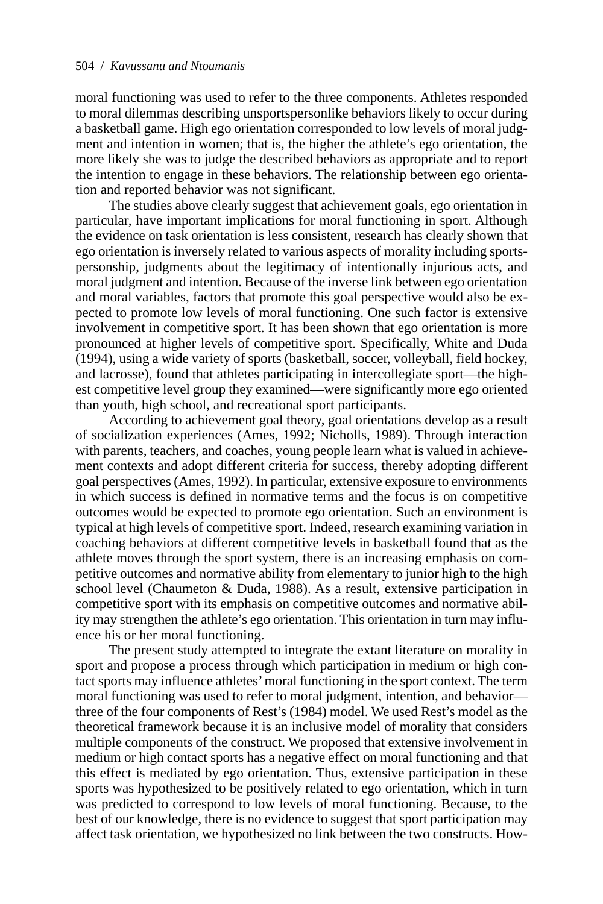moral functioning was used to refer to the three components. Athletes responded to moral dilemmas describing unsportspersonlike behaviors likely to occur during a basketball game. High ego orientation corresponded to low levels of moral judgment and intention in women; that is, the higher the athlete's ego orientation, the more likely she was to judge the described behaviors as appropriate and to report the intention to engage in these behaviors. The relationship between ego orientation and reported behavior was not significant.

The studies above clearly suggest that achievement goals, ego orientation in particular, have important implications for moral functioning in sport. Although the evidence on task orientation is less consistent, research has clearly shown that ego orientation is inversely related to various aspects of morality including sportspersonship, judgments about the legitimacy of intentionally injurious acts, and moral judgment and intention. Because of the inverse link between ego orientation and moral variables, factors that promote this goal perspective would also be expected to promote low levels of moral functioning. One such factor is extensive involvement in competitive sport. It has been shown that ego orientation is more pronounced at higher levels of competitive sport. Specifically, White and Duda (1994), using a wide variety of sports (basketball, soccer, volleyball, field hockey, and lacrosse), found that athletes participating in intercollegiate sport—the highest competitive level group they examined—were significantly more ego oriented than youth, high school, and recreational sport participants.

According to achievement goal theory, goal orientations develop as a result of socialization experiences (Ames, 1992; Nicholls, 1989). Through interaction with parents, teachers, and coaches, young people learn what is valued in achievement contexts and adopt different criteria for success, thereby adopting different goal perspectives (Ames, 1992). In particular, extensive exposure to environments in which success is defined in normative terms and the focus is on competitive outcomes would be expected to promote ego orientation. Such an environment is typical at high levels of competitive sport. Indeed, research examining variation in coaching behaviors at different competitive levels in basketball found that as the athlete moves through the sport system, there is an increasing emphasis on competitive outcomes and normative ability from elementary to junior high to the high school level (Chaumeton & Duda, 1988). As a result, extensive participation in competitive sport with its emphasis on competitive outcomes and normative ability may strengthen the athlete's ego orientation. This orientation in turn may influence his or her moral functioning.

The present study attempted to integrate the extant literature on morality in sport and propose a process through which participation in medium or high contact sports may influence athletes' moral functioning in the sport context. The term moral functioning was used to refer to moral judgment, intention, and behavior—three of the four components of Rest's (1984) model. We used Rest's model as the theoretical framework because it is an inclusive model of morality that considers multiple components of the construct. We proposed that extensive involvement in medium or high contact sports has a negative effect on moral functioning and that this effect is mediated by ego orientation. Thus, extensive participation in these sports was hypothesized to be positively related to ego orientation, which in turn was predicted to correspond to low levels of moral functioning. Because, to the best of our knowledge, there is no evidence to suggest that sport participation may affect task orientation, we hypothesized no link between the two constructs. How-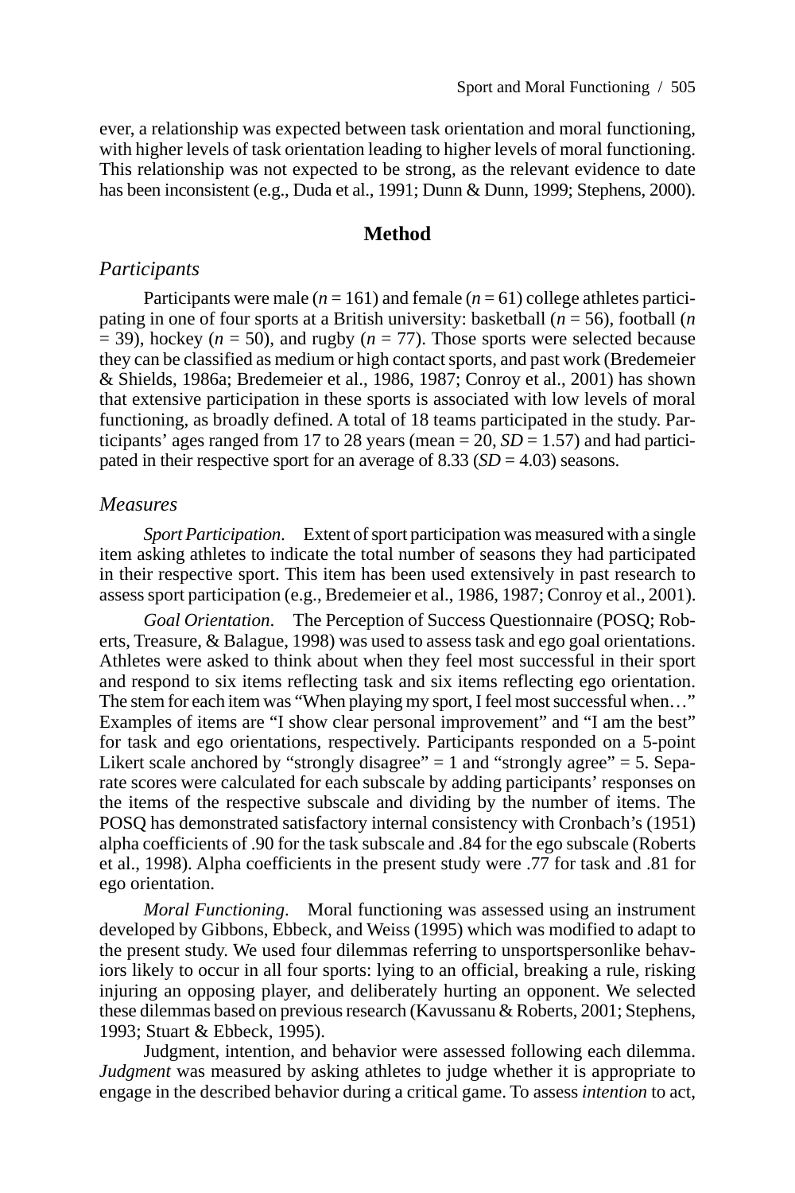ever, a relationship was expected between task orientation and moral functioning, with higher levels of task orientation leading to higher levels of moral functioning. This relationship was not expected to be strong, as the relevant evidence to date has been inconsistent (e.g., Duda et al., 1991; Dunn & Dunn, 1999; Stephens, 2000).

## Method

### Participants

Participants were male ($n$ = 161) and female ($n$ = 61) college athletes participating in one of four sports at a British university: basketball ($n$ = 56), football ($n$ = 39), hockey ($n$ = 50), and rugby ($n$ = 77). Those sports were selected because they can be classified as medium or high contact sports, and past work (Bredemeier & Shields, 1986a; Bredemeier et al., 1986, 1987; Conroy et al., 2001) has shown that extensive participation in these sports is associated with low levels of moral functioning, as broadly defined. A total of 18 teams participated in the study. Participants' ages ranged from 17 to 28 years (mean = 20, $SD$ = 1.57) and had participated in their respective sport for an average of 8.33 ($SD$ = 4.03) seasons.

### Measures

*Sport Participation.* Extent of sport participation was measured with a single item asking athletes to indicate the total number of seasons they had participated in their respective sport. This item has been used extensively in past research to assess sport participation (e.g., Bredemeier et al., 1986, 1987; Conroy et al., 2001).

*Goal Orientation.* The Perception of Success Questionnaire (POSQ; Roberts, Treasure, & Balague, 1998) was used to assess task and ego goal orientations. Athletes were asked to think about when they feel most successful in their sport and respond to six items reflecting task and six items reflecting ego orientation. The stem for each item was "When playing my sport, I feel most successful when…" Examples of items are "I show clear personal improvement" and "I am the best" for task and ego orientations, respectively. Participants responded on a 5-point Likert scale anchored by "strongly disagree" = 1 and "strongly agree" = 5. Separate scores were calculated for each subscale by adding participants' responses on the items of the respective subscale and dividing by the number of items. The POSQ has demonstrated satisfactory internal consistency with Cronbach's (1951) alpha coefficients of .90 for the task subscale and .84 for the ego subscale (Roberts et al., 1998). Alpha coefficients in the present study were .77 for task and .81 for ego orientation.

*Moral Functioning.* Moral functioning was assessed using an instrument developed by Gibbons, Ebbeck, and Weiss (1995) which was modified to adapt to the present study. We used four dilemmas referring to unsportspersonlike behaviors likely to occur in all four sports: lying to an official, breaking a rule, risking injuring an opposing player, and deliberately hurting an opponent. We selected these dilemmas based on previous research (Kavussanu & Roberts, 2001; Stephens, 1993; Stuart & Ebbeck, 1995).

Judgment, intention, and behavior were assessed following each dilemma. *Judgment* was measured by asking athletes to judge whether it is appropriate to engage in the described behavior during a critical game. To assess *intention* to act,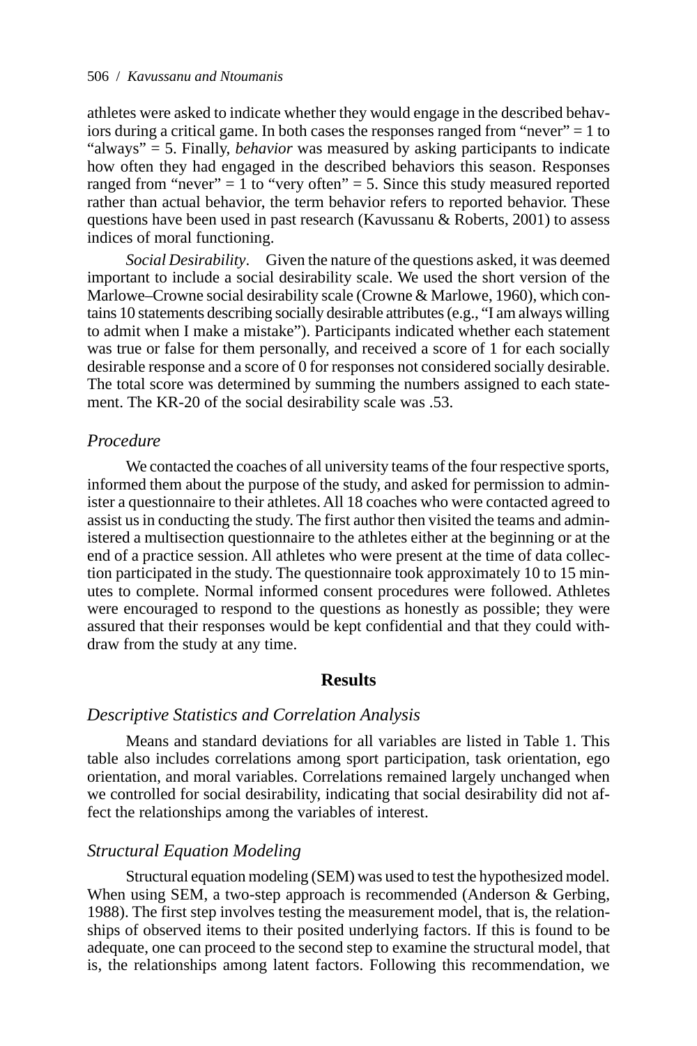athletes were asked to indicate whether they would engage in the described behaviors during a critical game. In both cases the responses ranged from "never" = 1 to "always" = 5. Finally, *behavior* was measured by asking participants to indicate how often they had engaged in the described behaviors this season. Responses ranged from "never" = 1 to "very often" = 5. Since this study measured reported rather than actual behavior, the term behavior refers to reported behavior. These questions have been used in past research (Kavussanu & Roberts, 2001) to assess indices of moral functioning.

*Social Desirability*. Given the nature of the questions asked, it was deemed important to include a social desirability scale. We used the short version of the Marlowe–Crowne social desirability scale (Crowne & Marlowe, 1960), which contains 10 statements describing socially desirable attributes (e.g., "I am always willing to admit when I make a mistake"). Participants indicated whether each statement was true or false for them personally, and received a score of 1 for each socially desirable response and a score of 0 for responses not considered socially desirable. The total score was determined by summing the numbers assigned to each statement. The KR-20 of the social desirability scale was .53.

### *Procedure*

We contacted the coaches of all university teams of the four respective sports, informed them about the purpose of the study, and asked for permission to administer a questionnaire to their athletes. All 18 coaches who were contacted agreed to assist us in conducting the study. The first author then visited the teams and administered a multisection questionnaire to the athletes either at the beginning or at the end of a practice session. All athletes who were present at the time of data collection participated in the study. The questionnaire took approximately 10 to 15 minutes to complete. Normal informed consent procedures were followed. Athletes were encouraged to respond to the questions as honestly as possible; they were assured that their responses would be kept confidential and that they could withdraw from the study at any time.

## Results

### *Descriptive Statistics and Correlation Analysis*

Means and standard deviations for all variables are listed in Table 1. This table also includes correlations among sport participation, task orientation, ego orientation, and moral variables. Correlations remained largely unchanged when we controlled for social desirability, indicating that social desirability did not affect the relationships among the variables of interest.

### *Structural Equation Modeling*

Structural equation modeling (SEM) was used to test the hypothesized model. When using SEM, a two-step approach is recommended (Anderson & Gerbing, 1988). The first step involves testing the measurement model, that is, the relationships of observed items to their posited underlying factors. If this is found to be adequate, one can proceed to the second step to examine the structural model, that is, the relationships among latent factors. Following this recommendation, we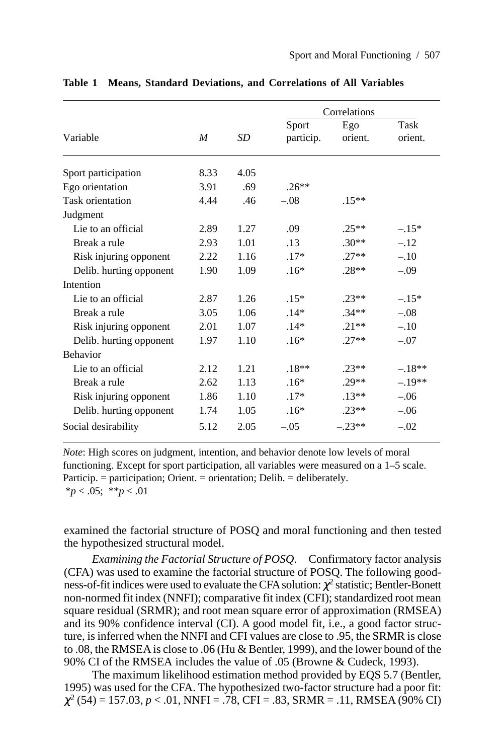**Table 1 Means, Standard Deviations, and Correlations of All Variables**

| Variable | *M* | *SD* | Correlations: Sport particip. | Correlations: Ego orient. | Correlations: Task orient. |
|---|---|---|---|---|---|
| Sport participation | 8.33 | 4.05 | | | |
| Ego orientation | 3.91 | .69 | .26** | | |
| Task orientation | 4.44 | .46 | –.08 | .15** | |
| Judgment | | | | | |
| Lie to an official | 2.89 | 1.27 | .09 | .25** | –.15* |
| Break a rule | 2.93 | 1.01 | .13 | .30** | –.12 |
| Risk injuring opponent | 2.22 | 1.16 | .17* | .27** | –.10 |
| Delib. hurting opponent | 1.90 | 1.09 | .16* | .28** | –.09 |
| Intention | | | | | |
| Lie to an official | 2.87 | 1.26 | .15* | .23** | –.15* |
| Break a rule | 3.05 | 1.06 | .14* | .34** | –.08 |
| Risk injuring opponent | 2.01 | 1.07 | .14* | .21** | –.10 |
| Delib. hurting opponent | 1.97 | 1.10 | .16* | .27** | –.07 |
| Behavior | | | | | |
| Lie to an official | 2.12 | 1.21 | .18** | .23** | –.18** |
| Break a rule | 2.62 | 1.13 | .16* | .29** | –.19** |
| Risk injuring opponent | 1.86 | 1.10 | .17* | .13** | –.06 |
| Delib. hurting opponent | 1.74 | 1.05 | .16* | .23** | –.06 |
| Social desirability | 5.12 | 2.05 | –.05 | –.23** | –.02 |

*Note*: High scores on judgment, intention, and behavior denote low levels of moral functioning. Except for sport participation, all variables were measured on a 1–5 scale. Particip. = participation; Orient. = orientation; Delib. = deliberately.
*$p < .05$; **$p < .01$

examined the factorial structure of POSQ and moral functioning and then tested the hypothesized structural model.

*Examining the Factorial Structure of POSQ*. Confirmatory factor analysis (CFA) was used to examine the factorial structure of POSQ. The following goodness-of-fit indices were used to evaluate the CFA solution: $\chi^2$ statistic; Bentler-Bonett non-normed fit index (NNFI); comparative fit index (CFI); standardized root mean square residual (SRMR); and root mean square error of approximation (RMSEA) and its 90% confidence interval (CI). A good model fit, i.e., a good factor structure, is inferred when the NNFI and CFI values are close to .95, the SRMR is close to .08, the RMSEA is close to .06 (Hu & Bentler, 1999), and the lower bound of the 90% CI of the RMSEA includes the value of .05 (Browne & Cudeck, 1993).

The maximum likelihood estimation method provided by EQS 5.7 (Bentler, 1995) was used for the CFA. The hypothesized two-factor structure had a poor fit: $\chi^2$ (54) = 157.03, $p < .01$, NNFI = .78, CFI = .83, SRMR = .11, RMSEA (90% CI)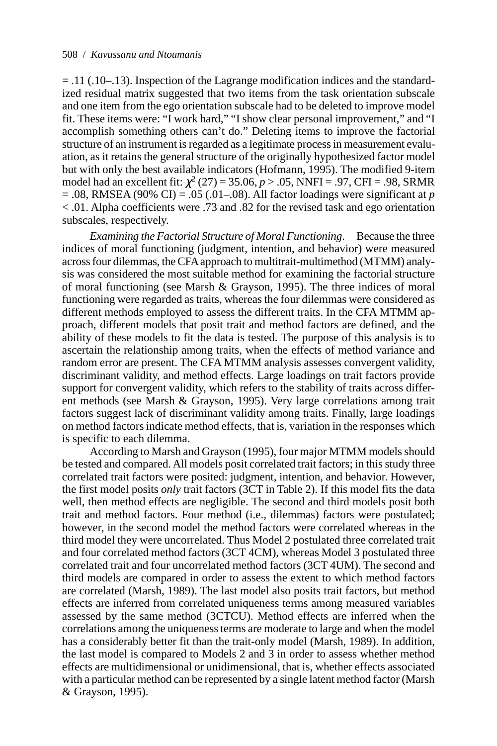= .11 (.10–.13). Inspection of the Lagrange modification indices and the standardized residual matrix suggested that two items from the task orientation subscale and one item from the ego orientation subscale had to be deleted to improve model fit. These items were: "I work hard," "I show clear personal improvement," and "I accomplish something others can't do." Deleting items to improve the factorial structure of an instrument is regarded as a legitimate process in measurement evaluation, as it retains the general structure of the originally hypothesized factor model but with only the best available indicators (Hofmann, 1995). The modified 9-item model had an excellent fit: $\chi^2$ (27) = 35.06, $p > .05$, NNFI = .97, CFI = .98, SRMR = .08, RMSEA (90% CI) = .05 (.01–.08). All factor loadings were significant at $p < .01$. Alpha coefficients were .73 and .82 for the revised task and ego orientation subscales, respectively.

*Examining the Factorial Structure of Moral Functioning*. Because the three indices of moral functioning (judgment, intention, and behavior) were measured across four dilemmas, the CFA approach to multitrait-multimethod (MTMM) analysis was considered the most suitable method for examining the factorial structure of moral functioning (see Marsh & Grayson, 1995). The three indices of moral functioning were regarded as traits, whereas the four dilemmas were considered as different methods employed to assess the different traits. In the CFA MTMM approach, different models that posit trait and method factors are defined, and the ability of these models to fit the data is tested. The purpose of this analysis is to ascertain the relationship among traits, when the effects of method variance and random error are present. The CFA MTMM analysis assesses convergent validity, discriminant validity, and method effects. Large loadings on trait factors provide support for convergent validity, which refers to the stability of traits across different methods (see Marsh & Grayson, 1995). Very large correlations among trait factors suggest lack of discriminant validity among traits. Finally, large loadings on method factors indicate method effects, that is, variation in the responses which is specific to each dilemma.

According to Marsh and Grayson (1995), four major MTMM models should be tested and compared. All models posit correlated trait factors; in this study three correlated trait factors were posited: judgment, intention, and behavior. However, the first model posits *only* trait factors (3CT in Table 2). If this model fits the data well, then method effects are negligible. The second and third models posit both trait and method factors. Four method (i.e., dilemmas) factors were postulated; however, in the second model the method factors were correlated whereas in the third model they were uncorrelated. Thus Model 2 postulated three correlated trait and four correlated method factors (3CT 4CM), whereas Model 3 postulated three correlated trait and four uncorrelated method factors (3CT 4UM). The second and third models are compared in order to assess the extent to which method factors are correlated (Marsh, 1989). The last model also posits trait factors, but method effects are inferred from correlated uniqueness terms among measured variables assessed by the same method (3CTCU). Method effects are inferred when the correlations among the uniqueness terms are moderate to large and when the model has a considerably better fit than the trait-only model (Marsh, 1989). In addition, the last model is compared to Models 2 and 3 in order to assess whether method effects are multidimensional or unidimensional, that is, whether effects associated with a particular method can be represented by a single latent method factor (Marsh & Grayson, 1995).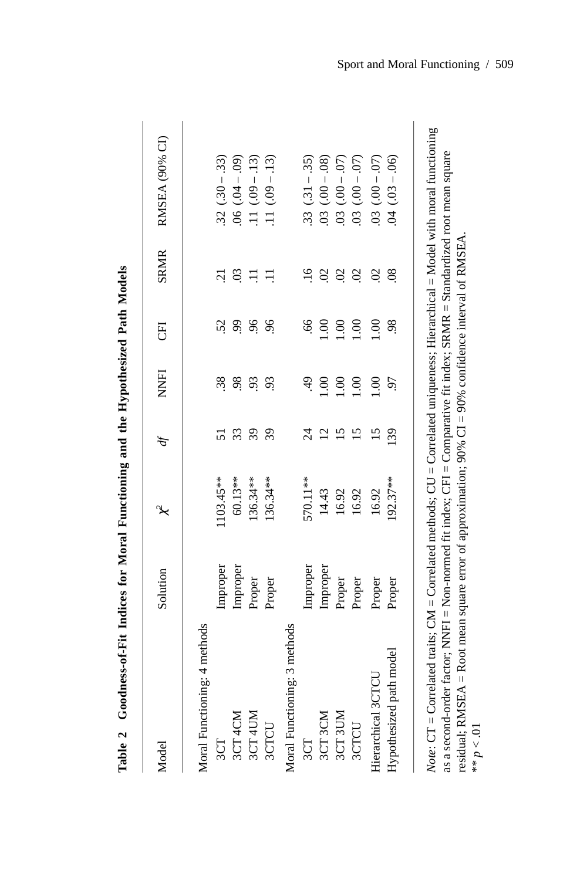**Table 2 Goodness-of-Fit Indices for Moral Functioning and the Hypothesized Path Models**

| Model | Solution | $\chi^2$ | *df* | NNFI | CFI | SRMR | RMSEA (90% CI) |
|---|---|---|---|---|---|---|---|
| Moral Functioning: 4 methods | | | | | | | |
| 3CT | Improper | 1103.45** | 51 | .38 | .52 | .21 | .32 (.30 – .33) |
| 3CT 4CM | Improper | 60.13** | 33 | .98 | .99 | .03 | .06 (.04 – .09) |
| 3CT 4UM | Proper | 136.34** | 39 | .93 | .96 | .11 | .11 (.09 – .13) |
| 3CTCU | Proper | 136.34** | 39 | .93 | .96 | .11 | .11 (.09 – .13) |
| Moral Functioning: 3 methods | | | | | | | |
| 3CT | Improper | 570.11** | 24 | .49 | .66 | .16 | .33 (.31 – .35) |
| 3CT 3CM | Improper | 14.43 | 12 | 1.00 | 1.00 | .02 | .03 (.00 – .08) |
| 3CT 3UM | Proper | 16.92 | 15 | 1.00 | 1.00 | .02 | .03 (.00 – .07) |
| 3CTCU | Proper | 16.92 | 15 | 1.00 | 1.00 | .02 | .03 (.00 – .07) |
| Hierarchical 3CTCU | Proper | 16.92 | 15 | 1.00 | 1.00 | .02 | .03 (.00 – .07) |
| Hypothesized path model | Proper | 192.37** | 139 | .97 | .98 | .08 | .04 (.03 – .06) |

*Note*: CT = Correlated traits; CM = Correlated methods; CU = Correlated uniqueness; Hierarchical = Model with moral functioning as a second-order factor; NNFI = Non-normed fit index; CFI = Comparative fit index; SRMR = Standardized root mean square residual; RMSEA = Root mean square error of approximation; 90% CI = 90% confidence interval of RMSEA.

** $p < .01$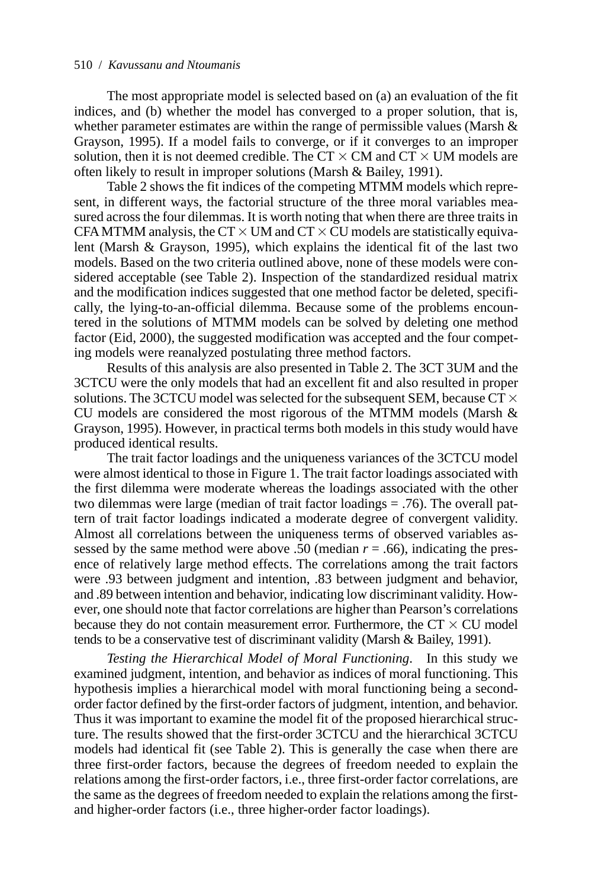The most appropriate model is selected based on (a) an evaluation of the fit indices, and (b) whether the model has converged to a proper solution, that is, whether parameter estimates are within the range of permissible values (Marsh & Grayson, 1995). If a model fails to converge, or if it converges to an improper solution, then it is not deemed credible. The CT × CM and CT × UM models are often likely to result in improper solutions (Marsh & Bailey, 1991).

Table 2 shows the fit indices of the competing MTMM models which represent, in different ways, the factorial structure of the three moral variables measured across the four dilemmas. It is worth noting that when there are three traits in CFA MTMM analysis, the CT × UM and CT × CU models are statistically equivalent (Marsh & Grayson, 1995), which explains the identical fit of the last two models. Based on the two criteria outlined above, none of these models were considered acceptable (see Table 2). Inspection of the standardized residual matrix and the modification indices suggested that one method factor be deleted, specifically, the lying-to-an-official dilemma. Because some of the problems encountered in the solutions of MTMM models can be solved by deleting one method factor (Eid, 2000), the suggested modification was accepted and the four competing models were reanalyzed postulating three method factors.

Results of this analysis are also presented in Table 2. The 3CT 3UM and the 3CTCU were the only models that had an excellent fit and also resulted in proper solutions. The 3CTCU model was selected for the subsequent SEM, because CT × CU models are considered the most rigorous of the MTMM models (Marsh & Grayson, 1995). However, in practical terms both models in this study would have produced identical results.

The trait factor loadings and the uniqueness variances of the 3CTCU model were almost identical to those in Figure 1. The trait factor loadings associated with the first dilemma were moderate whereas the loadings associated with the other two dilemmas were large (median of trait factor loadings = .76). The overall pattern of trait factor loadings indicated a moderate degree of convergent validity. Almost all correlations between the uniqueness terms of observed variables assessed by the same method were above .50 (median $r$ = .66), indicating the presence of relatively large method effects. The correlations among the trait factors were .93 between judgment and intention, .83 between judgment and behavior, and .89 between intention and behavior, indicating low discriminant validity. However, one should note that factor correlations are higher than Pearson's correlations because they do not contain measurement error. Furthermore, the CT × CU model tends to be a conservative test of discriminant validity (Marsh & Bailey, 1991).

*Testing the Hierarchical Model of Moral Functioning*. In this study we examined judgment, intention, and behavior as indices of moral functioning. This hypothesis implies a hierarchical model with moral functioning being a second-order factor defined by the first-order factors of judgment, intention, and behavior. Thus it was important to examine the model fit of the proposed hierarchical structure. The results showed that the first-order 3CTCU and the hierarchical 3CTCU models had identical fit (see Table 2). This is generally the case when there are three first-order factors, because the degrees of freedom needed to explain the relations among the first-order factors, i.e., three first-order factor correlations, are the same as the degrees of freedom needed to explain the relations among the first- and higher-order factors (i.e., three higher-order factor loadings).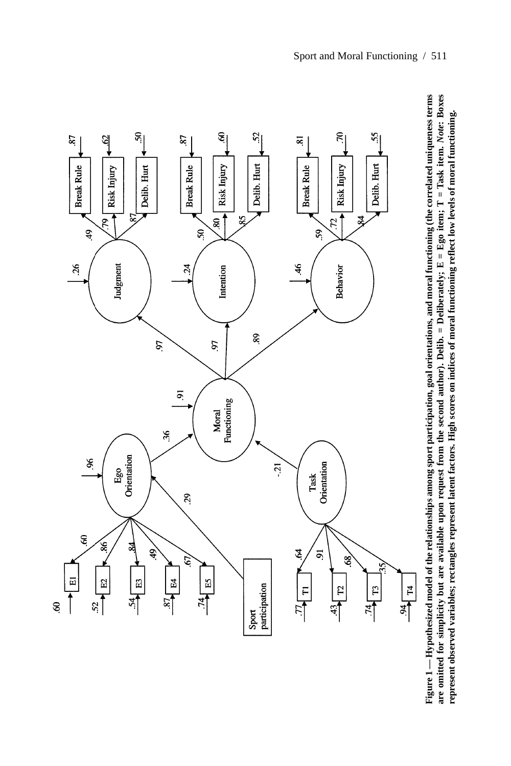**Figure 1** — Hypothesized model of the relationships among sport participation, goal orientations, and moral functioning (the correlated uniqueness terms are omitted for simplicity but are available upon request from the second author). Delib. = Deliberately; E = Ego item; T = Task item. *Note:* Boxes represent observed variables; rectangles represent latent factors. High scores on indices of moral functioning reflect low levels of moral functioning.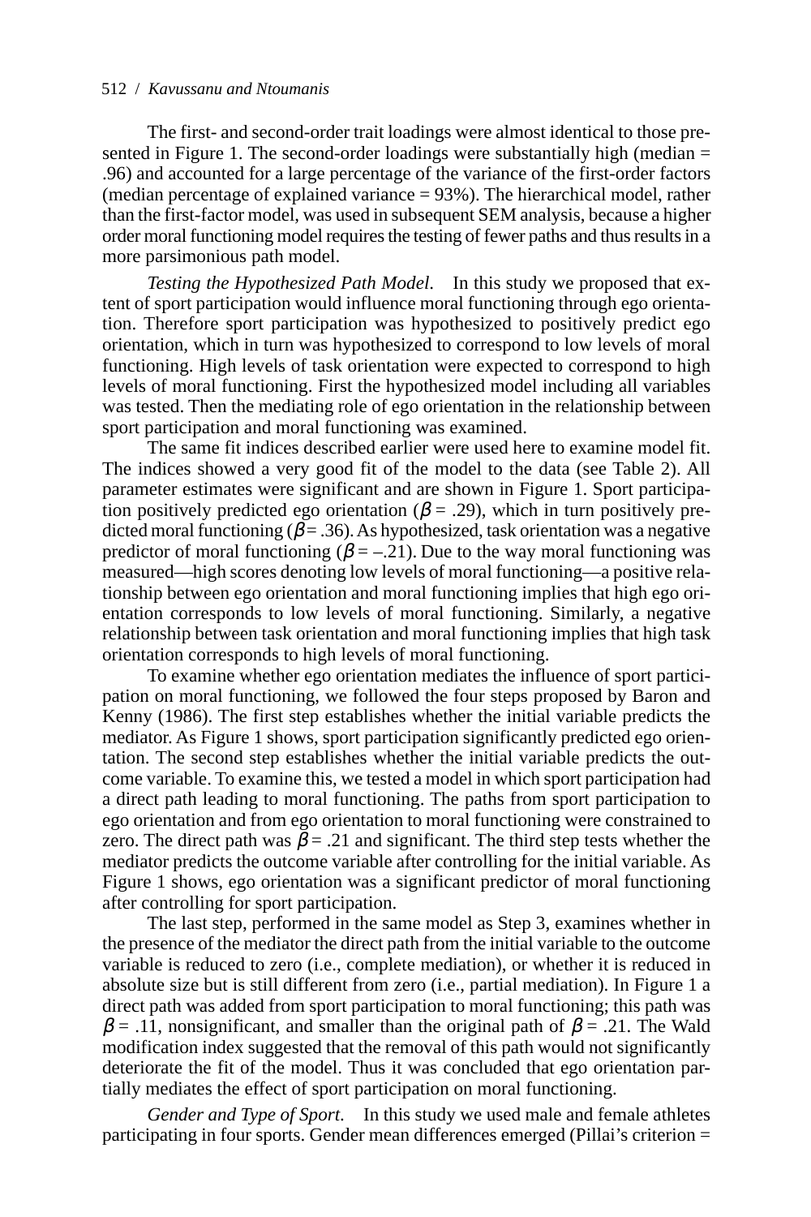The first- and second-order trait loadings were almost identical to those presented in Figure 1. The second-order loadings were substantially high (median = .96) and accounted for a large percentage of the variance of the first-order factors (median percentage of explained variance = 93%). The hierarchical model, rather than the first-factor model, was used in subsequent SEM analysis, because a higher order moral functioning model requires the testing of fewer paths and thus results in a more parsimonious path model.

*Testing the Hypothesized Path Model.* In this study we proposed that extent of sport participation would influence moral functioning through ego orientation. Therefore sport participation was hypothesized to positively predict ego orientation, which in turn was hypothesized to correspond to low levels of moral functioning. High levels of task orientation were expected to correspond to high levels of moral functioning. First the hypothesized model including all variables was tested. Then the mediating role of ego orientation in the relationship between sport participation and moral functioning was examined.

The same fit indices described earlier were used here to examine model fit. The indices showed a very good fit of the model to the data (see Table 2). All parameter estimates were significant and are shown in Figure 1. Sport participation positively predicted ego orientation ($\beta = .29$), which in turn positively predicted moral functioning ($\beta = .36$). As hypothesized, task orientation was a negative predictor of moral functioning ($\beta = -.21$). Due to the way moral functioning was measured—high scores denoting low levels of moral functioning—a positive relationship between ego orientation and moral functioning implies that high ego orientation corresponds to low levels of moral functioning. Similarly, a negative relationship between task orientation and moral functioning implies that high task orientation corresponds to high levels of moral functioning.

To examine whether ego orientation mediates the influence of sport participation on moral functioning, we followed the four steps proposed by Baron and Kenny (1986). The first step establishes whether the initial variable predicts the mediator. As Figure 1 shows, sport participation significantly predicted ego orientation. The second step establishes whether the initial variable predicts the outcome variable. To examine this, we tested a model in which sport participation had a direct path leading to moral functioning. The paths from sport participation to ego orientation and from ego orientation to moral functioning were constrained to zero. The direct path was $\beta = .21$ and significant. The third step tests whether the mediator predicts the outcome variable after controlling for the initial variable. As Figure 1 shows, ego orientation was a significant predictor of moral functioning after controlling for sport participation.

The last step, performed in the same model as Step 3, examines whether in the presence of the mediator the direct path from the initial variable to the outcome variable is reduced to zero (i.e., complete mediation), or whether it is reduced in absolute size but is still different from zero (i.e., partial mediation). In Figure 1 a direct path was added from sport participation to moral functioning; this path was $\beta = .11$, nonsignificant, and smaller than the original path of $\beta = .21$. The Wald modification index suggested that the removal of this path would not significantly deteriorate the fit of the model. Thus it was concluded that ego orientation partially mediates the effect of sport participation on moral functioning.

*Gender and Type of Sport.* In this study we used male and female athletes participating in four sports. Gender mean differences emerged (Pillai's criterion =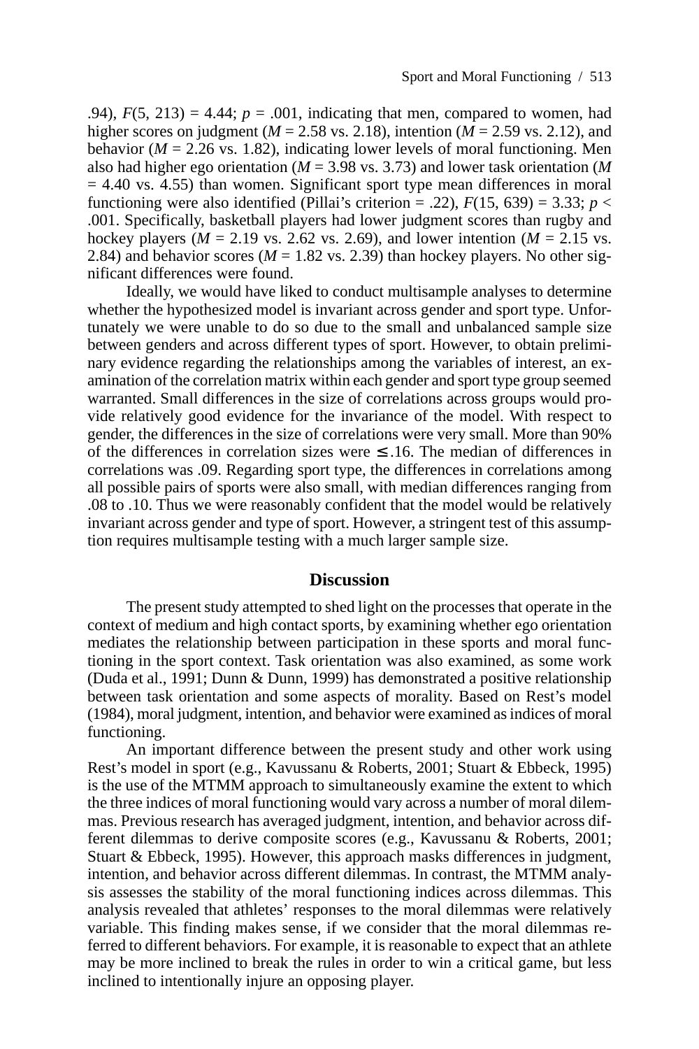.94), $F(5, 213) = 4.44$; $p = .001$, indicating that men, compared to women, had higher scores on judgment ($M = 2.58$ vs. 2.18), intention ($M = 2.59$ vs. 2.12), and behavior ($M = 2.26$ vs. 1.82), indicating lower levels of moral functioning. Men also had higher ego orientation ($M = 3.98$ vs. 3.73) and lower task orientation ($M = 4.40$ vs. 4.55) than women. Significant sport type mean differences in moral functioning were also identified (Pillai's criterion = .22), $F(15, 639) = 3.33$; $p < .001$. Specifically, basketball players had lower judgment scores than rugby and hockey players ($M = 2.19$ vs. 2.62 vs. 2.69), and lower intention ($M = 2.15$ vs. 2.84) and behavior scores ($M = 1.82$ vs. 2.39) than hockey players. No other significant differences were found.

Ideally, we would have liked to conduct multisample analyses to determine whether the hypothesized model is invariant across gender and sport type. Unfortunately we were unable to do so due to the small and unbalanced sample size between genders and across different types of sport. However, to obtain preliminary evidence regarding the relationships among the variables of interest, an examination of the correlation matrix within each gender and sport type group seemed warranted. Small differences in the size of correlations across groups would provide relatively good evidence for the invariance of the model. With respect to gender, the differences in the size of correlations were very small. More than 90% of the differences in correlation sizes were $\leq .16$. The median of differences in correlations was .09. Regarding sport type, the differences in correlations among all possible pairs of sports were also small, with median differences ranging from .08 to .10. Thus we were reasonably confident that the model would be relatively invariant across gender and type of sport. However, a stringent test of this assumption requires multisample testing with a much larger sample size.

## Discussion

The present study attempted to shed light on the processes that operate in the context of medium and high contact sports, by examining whether ego orientation mediates the relationship between participation in these sports and moral functioning in the sport context. Task orientation was also examined, as some work (Duda et al., 1991; Dunn & Dunn, 1999) has demonstrated a positive relationship between task orientation and some aspects of morality. Based on Rest's model (1984), moral judgment, intention, and behavior were examined as indices of moral functioning.

An important difference between the present study and other work using Rest's model in sport (e.g., Kavussanu & Roberts, 2001; Stuart & Ebbeck, 1995) is the use of the MTMM approach to simultaneously examine the extent to which the three indices of moral functioning would vary across a number of moral dilemmas. Previous research has averaged judgment, intention, and behavior across different dilemmas to derive composite scores (e.g., Kavussanu & Roberts, 2001; Stuart & Ebbeck, 1995). However, this approach masks differences in judgment, intention, and behavior across different dilemmas. In contrast, the MTMM analysis assesses the stability of the moral functioning indices across dilemmas. This analysis revealed that athletes' responses to the moral dilemmas were relatively variable. This finding makes sense, if we consider that the moral dilemmas referred to different behaviors. For example, it is reasonable to expect that an athlete may be more inclined to break the rules in order to win a critical game, but less inclined to intentionally injure an opposing player.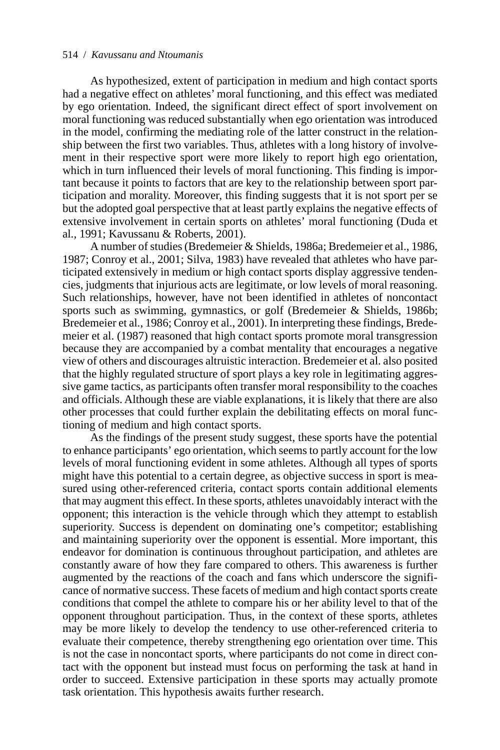As hypothesized, extent of participation in medium and high contact sports had a negative effect on athletes' moral functioning, and this effect was mediated by ego orientation. Indeed, the significant direct effect of sport involvement on moral functioning was reduced substantially when ego orientation was introduced in the model, confirming the mediating role of the latter construct in the relationship between the first two variables. Thus, athletes with a long history of involvement in their respective sport were more likely to report high ego orientation, which in turn influenced their levels of moral functioning. This finding is important because it points to factors that are key to the relationship between sport participation and morality. Moreover, this finding suggests that it is not sport per se but the adopted goal perspective that at least partly explains the negative effects of extensive involvement in certain sports on athletes' moral functioning (Duda et al., 1991; Kavussanu & Roberts, 2001).

A number of studies (Bredemeier & Shields, 1986a; Bredemeier et al., 1986, 1987; Conroy et al., 2001; Silva, 1983) have revealed that athletes who have participated extensively in medium or high contact sports display aggressive tendencies, judgments that injurious acts are legitimate, or low levels of moral reasoning. Such relationships, however, have not been identified in athletes of noncontact sports such as swimming, gymnastics, or golf (Bredemeier & Shields, 1986b; Bredemeier et al., 1986; Conroy et al., 2001). In interpreting these findings, Bredemeier et al. (1987) reasoned that high contact sports promote moral transgression because they are accompanied by a combat mentality that encourages a negative view of others and discourages altruistic interaction. Bredemeier et al. also posited that the highly regulated structure of sport plays a key role in legitimating aggressive game tactics, as participants often transfer moral responsibility to the coaches and officials. Although these are viable explanations, it is likely that there are also other processes that could further explain the debilitating effects on moral functioning of medium and high contact sports.

As the findings of the present study suggest, these sports have the potential to enhance participants' ego orientation, which seems to partly account for the low levels of moral functioning evident in some athletes. Although all types of sports might have this potential to a certain degree, as objective success in sport is measured using other-referenced criteria, contact sports contain additional elements that may augment this effect. In these sports, athletes unavoidably interact with the opponent; this interaction is the vehicle through which they attempt to establish superiority. Success is dependent on dominating one's competitor; establishing and maintaining superiority over the opponent is essential. More important, this endeavor for domination is continuous throughout participation, and athletes are constantly aware of how they fare compared to others. This awareness is further augmented by the reactions of the coach and fans which underscore the significance of normative success. These facets of medium and high contact sports create conditions that compel the athlete to compare his or her ability level to that of the opponent throughout participation. Thus, in the context of these sports, athletes may be more likely to develop the tendency to use other-referenced criteria to evaluate their competence, thereby strengthening ego orientation over time. This is not the case in noncontact sports, where participants do not come in direct contact with the opponent but instead must focus on performing the task at hand in order to succeed. Extensive participation in these sports may actually promote task orientation. This hypothesis awaits further research.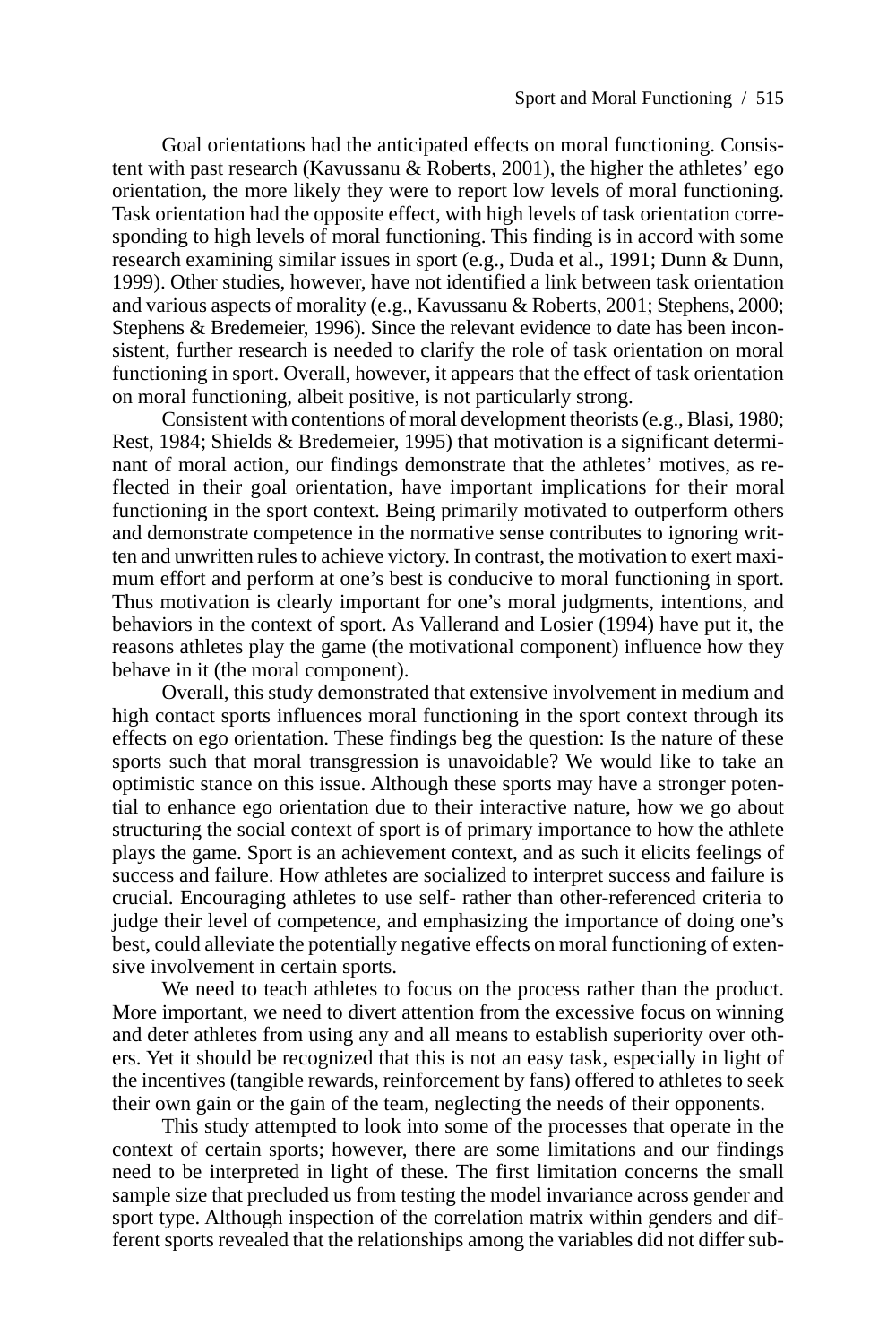Goal orientations had the anticipated effects on moral functioning. Consistent with past research (Kavussanu & Roberts, 2001), the higher the athletes' ego orientation, the more likely they were to report low levels of moral functioning. Task orientation had the opposite effect, with high levels of task orientation corresponding to high levels of moral functioning. This finding is in accord with some research examining similar issues in sport (e.g., Duda et al., 1991; Dunn & Dunn, 1999). Other studies, however, have not identified a link between task orientation and various aspects of morality (e.g., Kavussanu & Roberts, 2001; Stephens, 2000; Stephens & Bredemeier, 1996). Since the relevant evidence to date has been inconsistent, further research is needed to clarify the role of task orientation on moral functioning in sport. Overall, however, it appears that the effect of task orientation on moral functioning, albeit positive, is not particularly strong.

Consistent with contentions of moral development theorists (e.g., Blasi, 1980; Rest, 1984; Shields & Bredemeier, 1995) that motivation is a significant determinant of moral action, our findings demonstrate that the athletes' motives, as reflected in their goal orientation, have important implications for their moral functioning in the sport context. Being primarily motivated to outperform others and demonstrate competence in the normative sense contributes to ignoring written and unwritten rules to achieve victory. In contrast, the motivation to exert maximum effort and perform at one's best is conducive to moral functioning in sport. Thus motivation is clearly important for one's moral judgments, intentions, and behaviors in the context of sport. As Vallerand and Losier (1994) have put it, the reasons athletes play the game (the motivational component) influence how they behave in it (the moral component).

Overall, this study demonstrated that extensive involvement in medium and high contact sports influences moral functioning in the sport context through its effects on ego orientation. These findings beg the question: Is the nature of these sports such that moral transgression is unavoidable? We would like to take an optimistic stance on this issue. Although these sports may have a stronger potential to enhance ego orientation due to their interactive nature, how we go about structuring the social context of sport is of primary importance to how the athlete plays the game. Sport is an achievement context, and as such it elicits feelings of success and failure. How athletes are socialized to interpret success and failure is crucial. Encouraging athletes to use self- rather than other-referenced criteria to judge their level of competence, and emphasizing the importance of doing one's best, could alleviate the potentially negative effects on moral functioning of extensive involvement in certain sports.

We need to teach athletes to focus on the process rather than the product. More important, we need to divert attention from the excessive focus on winning and deter athletes from using any and all means to establish superiority over others. Yet it should be recognized that this is not an easy task, especially in light of the incentives (tangible rewards, reinforcement by fans) offered to athletes to seek their own gain or the gain of the team, neglecting the needs of their opponents.

This study attempted to look into some of the processes that operate in the context of certain sports; however, there are some limitations and our findings need to be interpreted in light of these. The first limitation concerns the small sample size that precluded us from testing the model invariance across gender and sport type. Although inspection of the correlation matrix within genders and different sports revealed that the relationships among the variables did not differ sub-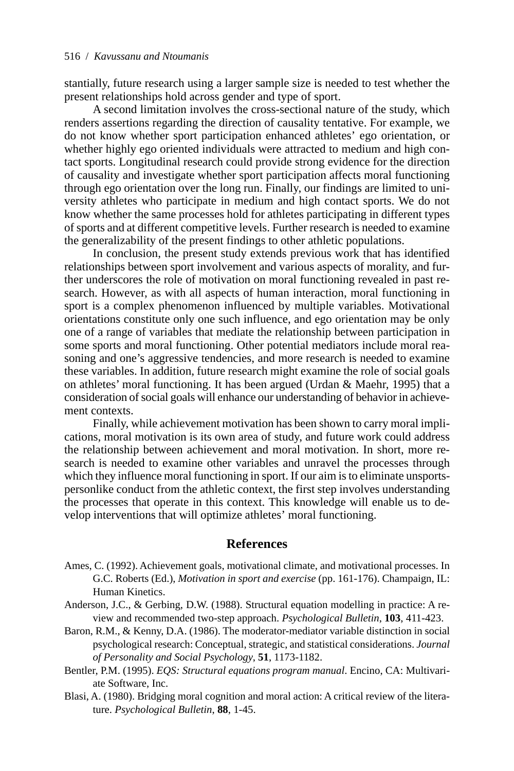stantially, future research using a larger sample size is needed to test whether the present relationships hold across gender and type of sport.

A second limitation involves the cross-sectional nature of the study, which renders assertions regarding the direction of causality tentative. For example, we do not know whether sport participation enhanced athletes' ego orientation, or whether highly ego oriented individuals were attracted to medium and high contact sports. Longitudinal research could provide strong evidence for the direction of causality and investigate whether sport participation affects moral functioning through ego orientation over the long run. Finally, our findings are limited to university athletes who participate in medium and high contact sports. We do not know whether the same processes hold for athletes participating in different types of sports and at different competitive levels. Further research is needed to examine the generalizability of the present findings to other athletic populations.

In conclusion, the present study extends previous work that has identified relationships between sport involvement and various aspects of morality, and further underscores the role of motivation on moral functioning revealed in past research. However, as with all aspects of human interaction, moral functioning in sport is a complex phenomenon influenced by multiple variables. Motivational orientations constitute only one such influence, and ego orientation may be only one of a range of variables that mediate the relationship between participation in some sports and moral functioning. Other potential mediators include moral reasoning and one's aggressive tendencies, and more research is needed to examine these variables. In addition, future research might examine the role of social goals on athletes' moral functioning. It has been argued (Urdan & Maehr, 1995) that a consideration of social goals will enhance our understanding of behavior in achievement contexts.

Finally, while achievement motivation has been shown to carry moral implications, moral motivation is its own area of study, and future work could address the relationship between achievement and moral motivation. In short, more research is needed to examine other variables and unravel the processes through which they influence moral functioning in sport. If our aim is to eliminate unsportspersonlike conduct from the athletic context, the first step involves understanding the processes that operate in this context. This knowledge will enable us to develop interventions that will optimize athletes' moral functioning.

## References

Ames, C. (1992). Achievement goals, motivational climate, and motivational processes. In G.C. Roberts (Ed.), *Motivation in sport and exercise* (pp. 161-176). Champaign, IL: Human Kinetics.

Anderson, J.C., & Gerbing, D.W. (1988). Structural equation modelling in practice: A review and recommended two-step approach. *Psychological Bulletin*, **103**, 411-423.

Baron, R.M., & Kenny, D.A. (1986). The moderator-mediator variable distinction in social psychological research: Conceptual, strategic, and statistical considerations. *Journal of Personality and Social Psychology*, **51**, 1173-1182.

Bentler, P.M. (1995). *EQS: Structural equations program manual*. Encino, CA: Multivariate Software, Inc.

Blasi, A. (1980). Bridging moral cognition and moral action: A critical review of the literature. *Psychological Bulletin*, **88**, 1-45.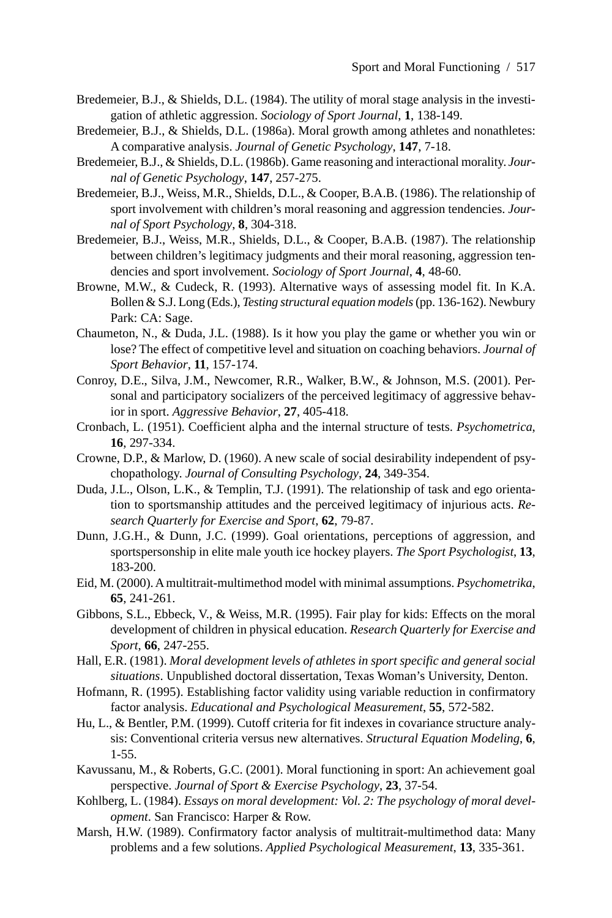Bredemeier, B.J., & Shields, D.L. (1984). The utility of moral stage analysis in the investigation of athletic aggression. *Sociology of Sport Journal*, **1**, 138-149.

Bredemeier, B.J., & Shields, D.L. (1986a). Moral growth among athletes and nonathletes: A comparative analysis. *Journal of Genetic Psychology*, **147**, 7-18.

Bredemeier, B.J., & Shields, D.L. (1986b). Game reasoning and interactional morality. *Journal of Genetic Psychology*, **147**, 257-275.

Bredemeier, B.J., Weiss, M.R., Shields, D.L., & Cooper, B.A.B. (1986). The relationship of sport involvement with children's moral reasoning and aggression tendencies. *Journal of Sport Psychology*, **8**, 304-318.

Bredemeier, B.J., Weiss, M.R., Shields, D.L., & Cooper, B.A.B. (1987). The relationship between children's legitimacy judgments and their moral reasoning, aggression tendencies and sport involvement. *Sociology of Sport Journal*, **4**, 48-60.

Browne, M.W., & Cudeck, R. (1993). Alternative ways of assessing model fit. In K.A. Bollen & S.J. Long (Eds.), *Testing structural equation models* (pp. 136-162). Newbury Park: CA: Sage.

Chaumeton, N., & Duda, J.L. (1988). Is it how you play the game or whether you win or lose? The effect of competitive level and situation on coaching behaviors. *Journal of Sport Behavior*, **11**, 157-174.

Conroy, D.E., Silva, J.M., Newcomer, R.R., Walker, B.W., & Johnson, M.S. (2001). Personal and participatory socializers of the perceived legitimacy of aggressive behavior in sport. *Aggressive Behavior*, **27**, 405-418.

Cronbach, L. (1951). Coefficient alpha and the internal structure of tests. *Psychometrica*, **16**, 297-334.

Crowne, D.P., & Marlow, D. (1960). A new scale of social desirability independent of psychopathology. *Journal of Consulting Psychology*, **24**, 349-354.

Duda, J.L., Olson, L.K., & Templin, T.J. (1991). The relationship of task and ego orientation to sportsmanship attitudes and the perceived legitimacy of injurious acts. *Research Quarterly for Exercise and Sport*, **62**, 79-87.

Dunn, J.G.H., & Dunn, J.C. (1999). Goal orientations, perceptions of aggression, and sportspersonship in elite male youth ice hockey players. *The Sport Psychologist*, **13**, 183-200.

Eid, M. (2000). A multitrait-multimethod model with minimal assumptions. *Psychometrika*, **65**, 241-261.

Gibbons, S.L., Ebbeck, V., & Weiss, M.R. (1995). Fair play for kids: Effects on the moral development of children in physical education. *Research Quarterly for Exercise and Sport*, **66**, 247-255.

Hall, E.R. (1981). *Moral development levels of athletes in sport specific and general social situations*. Unpublished doctoral dissertation, Texas Woman's University, Denton.

Hofmann, R. (1995). Establishing factor validity using variable reduction in confirmatory factor analysis. *Educational and Psychological Measurement*, **55**, 572-582.

Hu, L., & Bentler, P.M. (1999). Cutoff criteria for fit indexes in covariance structure analysis: Conventional criteria versus new alternatives. *Structural Equation Modeling*, **6**, 1-55.

Kavussanu, M., & Roberts, G.C. (2001). Moral functioning in sport: An achievement goal perspective. *Journal of Sport & Exercise Psychology*, **23**, 37-54.

Kohlberg, L. (1984). *Essays on moral development: Vol. 2: The psychology of moral development*. San Francisco: Harper & Row.

Marsh, H.W. (1989). Confirmatory factor analysis of multitrait-multimethod data: Many problems and a few solutions. *Applied Psychological Measurement*, **13**, 335-361.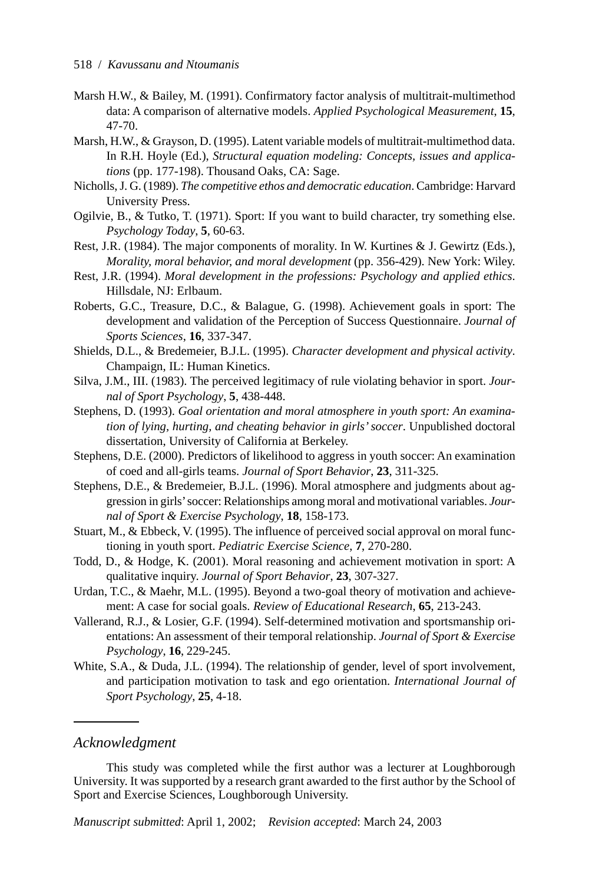Marsh H.W., & Bailey, M. (1991). Confirmatory factor analysis of multitrait-multimethod data: A comparison of alternative models. *Applied Psychological Measurement*, **15**, 47-70.

Marsh, H.W., & Grayson, D. (1995). Latent variable models of multitrait-multimethod data. In R.H. Hoyle (Ed.), *Structural equation modeling: Concepts, issues and applications* (pp. 177-198). Thousand Oaks, CA: Sage.

Nicholls, J. G. (1989). *The competitive ethos and democratic education*. Cambridge: Harvard University Press.

Ogilvie, B., & Tutko, T. (1971). Sport: If you want to build character, try something else. *Psychology Today*, **5**, 60-63.

Rest, J.R. (1984). The major components of morality. In W. Kurtines & J. Gewirtz (Eds.), *Morality, moral behavior, and moral development* (pp. 356-429). New York: Wiley.

Rest, J.R. (1994). *Moral development in the professions: Psychology and applied ethics*. Hillsdale, NJ: Erlbaum.

Roberts, G.C., Treasure, D.C., & Balague, G. (1998). Achievement goals in sport: The development and validation of the Perception of Success Questionnaire. *Journal of Sports Sciences*, **16**, 337-347.

Shields, D.L., & Bredemeier, B.J.L. (1995). *Character development and physical activity*. Champaign, IL: Human Kinetics.

Silva, J.M., III. (1983). The perceived legitimacy of rule violating behavior in sport. *Journal of Sport Psychology*, **5**, 438-448.

Stephens, D. (1993). *Goal orientation and moral atmosphere in youth sport: An examination of lying, hurting, and cheating behavior in girls' soccer*. Unpublished doctoral dissertation, University of California at Berkeley.

Stephens, D.E. (2000). Predictors of likelihood to aggress in youth soccer: An examination of coed and all-girls teams. *Journal of Sport Behavior*, **23**, 311-325.

Stephens, D.E., & Bredemeier, B.J.L. (1996). Moral atmosphere and judgments about aggression in girls' soccer: Relationships among moral and motivational variables. *Journal of Sport & Exercise Psychology*, **18**, 158-173.

Stuart, M., & Ebbeck, V. (1995). The influence of perceived social approval on moral functioning in youth sport. *Pediatric Exercise Science*, **7**, 270-280.

Todd, D., & Hodge, K. (2001). Moral reasoning and achievement motivation in sport: A qualitative inquiry. *Journal of Sport Behavior*, **23**, 307-327.

Urdan, T.C., & Maehr, M.L. (1995). Beyond a two-goal theory of motivation and achievement: A case for social goals. *Review of Educational Research*, **65**, 213-243.

Vallerand, R.J., & Losier, G.F. (1994). Self-determined motivation and sportsmanship orientations: An assessment of their temporal relationship. *Journal of Sport & Exercise Psychology*, **16**, 229-245.

White, S.A., & Duda, J.L. (1994). The relationship of gender, level of sport involvement, and participation motivation to task and ego orientation. *International Journal of Sport Psychology*, **25**, 4-18.

---

## *Acknowledgment*

This study was completed while the first author was a lecturer at Loughborough University. It was supported by a research grant awarded to the first author by the School of Sport and Exercise Sciences, Loughborough University.

*Manuscript submitted*: April 1, 2002; *Revision accepted*: March 24, 2003